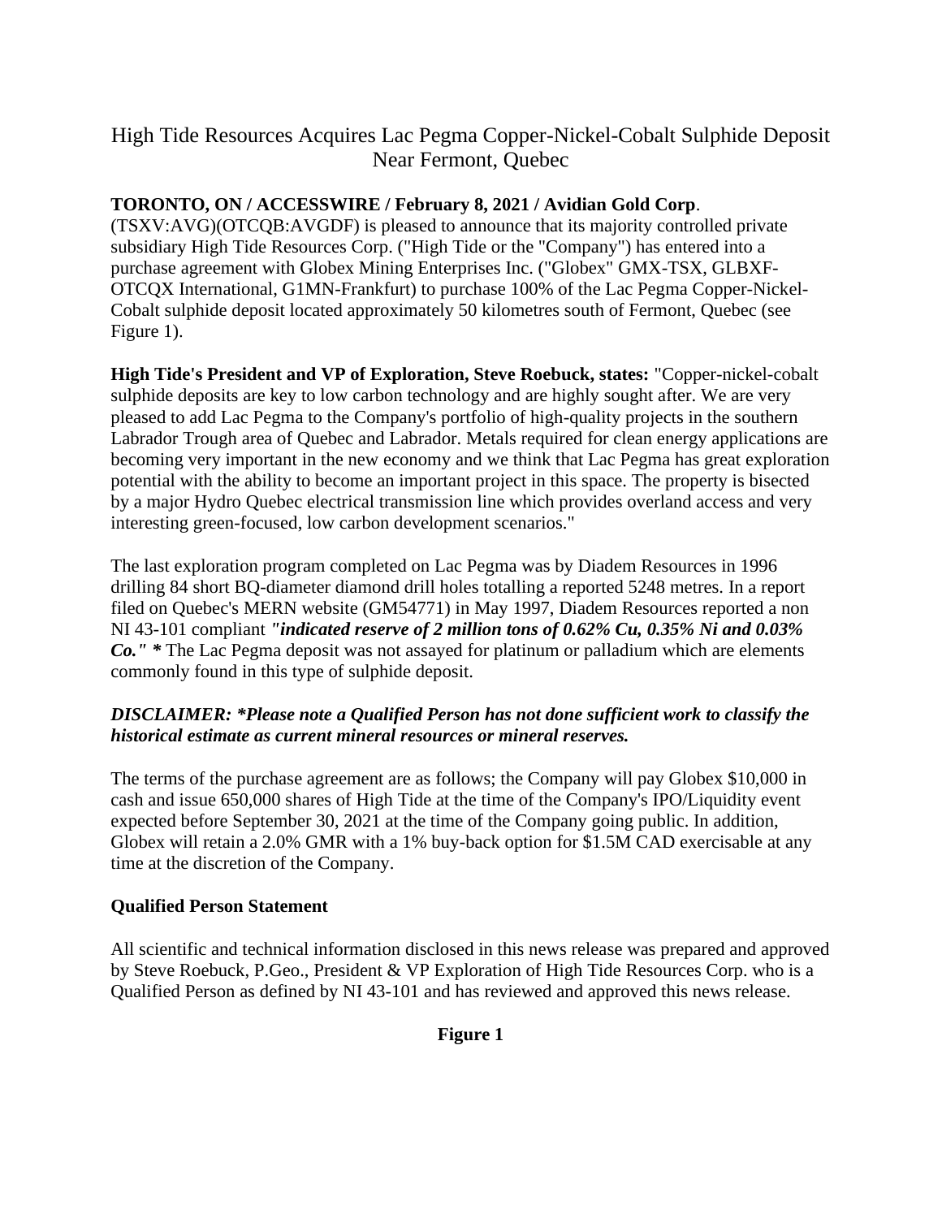# High Tide Resources Acquires Lac Pegma Copper-Nickel-Cobalt Sulphide Deposit Near Fermont, Quebec

**TORONTO, ON / ACCESSWIRE / February 8, 2021 / Avidian Gold Corp**. (TSXV:AVG)(OTCQB:AVGDF) is pleased to announce that its majority controlled private subsidiary High Tide Resources Corp. ("High Tide or the "Company") has entered into a purchase agreement with Globex Mining Enterprises Inc. ("Globex" GMX-TSX, GLBXF-OTCQX International, G1MN-Frankfurt) to purchase 100% of the Lac Pegma Copper-Nickel-Cobalt sulphide deposit located approximately 50 kilometres south of Fermont, Quebec (see Figure 1).

**High Tide's President and VP of Exploration, Steve Roebuck, states:** "Copper-nickel-cobalt sulphide deposits are key to low carbon technology and are highly sought after. We are very pleased to add Lac Pegma to the Company's portfolio of high-quality projects in the southern Labrador Trough area of Quebec and Labrador. Metals required for clean energy applications are becoming very important in the new economy and we think that Lac Pegma has great exploration potential with the ability to become an important project in this space. The property is bisected by a major Hydro Quebec electrical transmission line which provides overland access and very interesting green-focused, low carbon development scenarios."

The last exploration program completed on Lac Pegma was by Diadem Resources in 1996 drilling 84 short BQ-diameter diamond drill holes totalling a reported 5248 metres. In a report filed on Quebec's MERN website (GM54771) in May 1997, Diadem Resources reported a non NI 43-101 compliant ***"indicated reserve of 2 million tons of 0.62% Cu, 0.35% Ni and 0.03% Co." **** The Lac Pegma deposit was not assayed for platinum or palladium which are elements commonly found in this type of sulphide deposit.

***DISCLAIMER: *Please note a Qualified Person has not done sufficient work to classify the historical estimate as current mineral resources or mineral reserves.***

The terms of the purchase agreement are as follows; the Company will pay Globex $10,000 in cash and issue 650,000 shares of High Tide at the time of the Company's IPO/Liquidity event expected before September 30, 2021 at the time of the Company going public. In addition, Globex will retain a 2.0% GMR with a 1% buy-back option for $1.5M CAD exercisable at any time at the discretion of the Company.

**Qualified Person Statement**

All scientific and technical information disclosed in this news release was prepared and approved by Steve Roebuck, P.Geo., President & VP Exploration of High Tide Resources Corp. who is a Qualified Person as defined by NI 43-101 and has reviewed and approved this news release.

**Figure 1**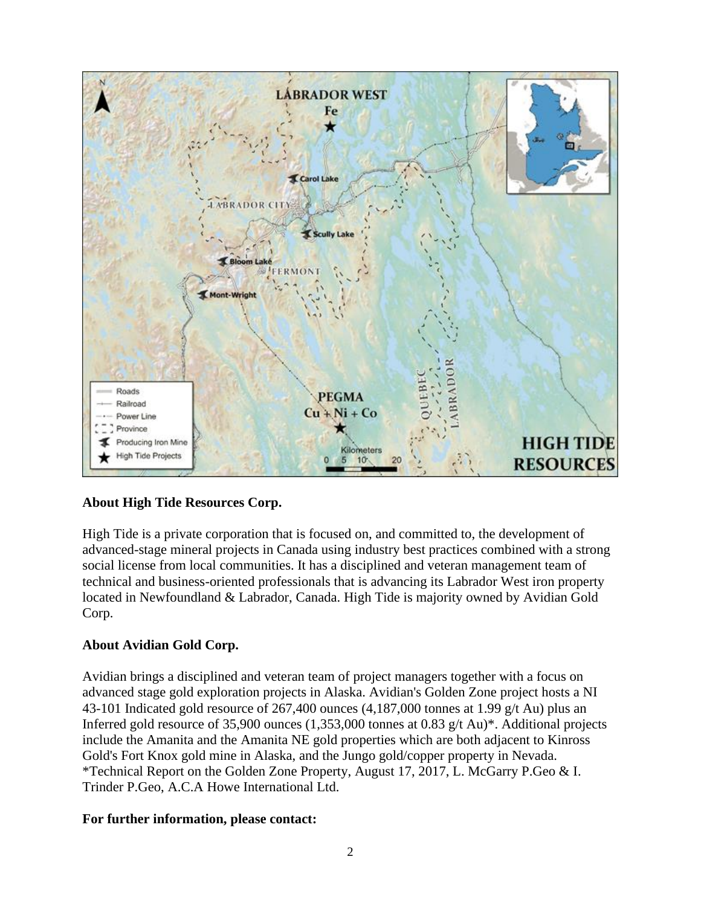**About High Tide Resources Corp.**

High Tide is a private corporation that is focused on, and committed to, the development of advanced-stage mineral projects in Canada using industry best practices combined with a strong social license from local communities. It has a disciplined and veteran management team of technical and business-oriented professionals that is advancing its Labrador West iron property located in Newfoundland & Labrador, Canada. High Tide is majority owned by Avidian Gold Corp.

**About Avidian Gold Corp.**

Avidian brings a disciplined and veteran team of project managers together with a focus on advanced stage gold exploration projects in Alaska. Avidian's Golden Zone project hosts a NI 43-101 Indicated gold resource of 267,400 ounces (4,187,000 tonnes at 1.99 g/t Au) plus an Inferred gold resource of 35,900 ounces (1,353,000 tonnes at 0.83 g/t Au)*. Additional projects include the Amanita and the Amanita NE gold properties which are both adjacent to Kinross Gold's Fort Knox gold mine in Alaska, and the Jungo gold/copper property in Nevada. *Technical Report on the Golden Zone Property, August 17, 2017, L. McGarry P.Geo & I. Trinder P.Geo, A.C.A Howe International Ltd.

**For further information, please contact:**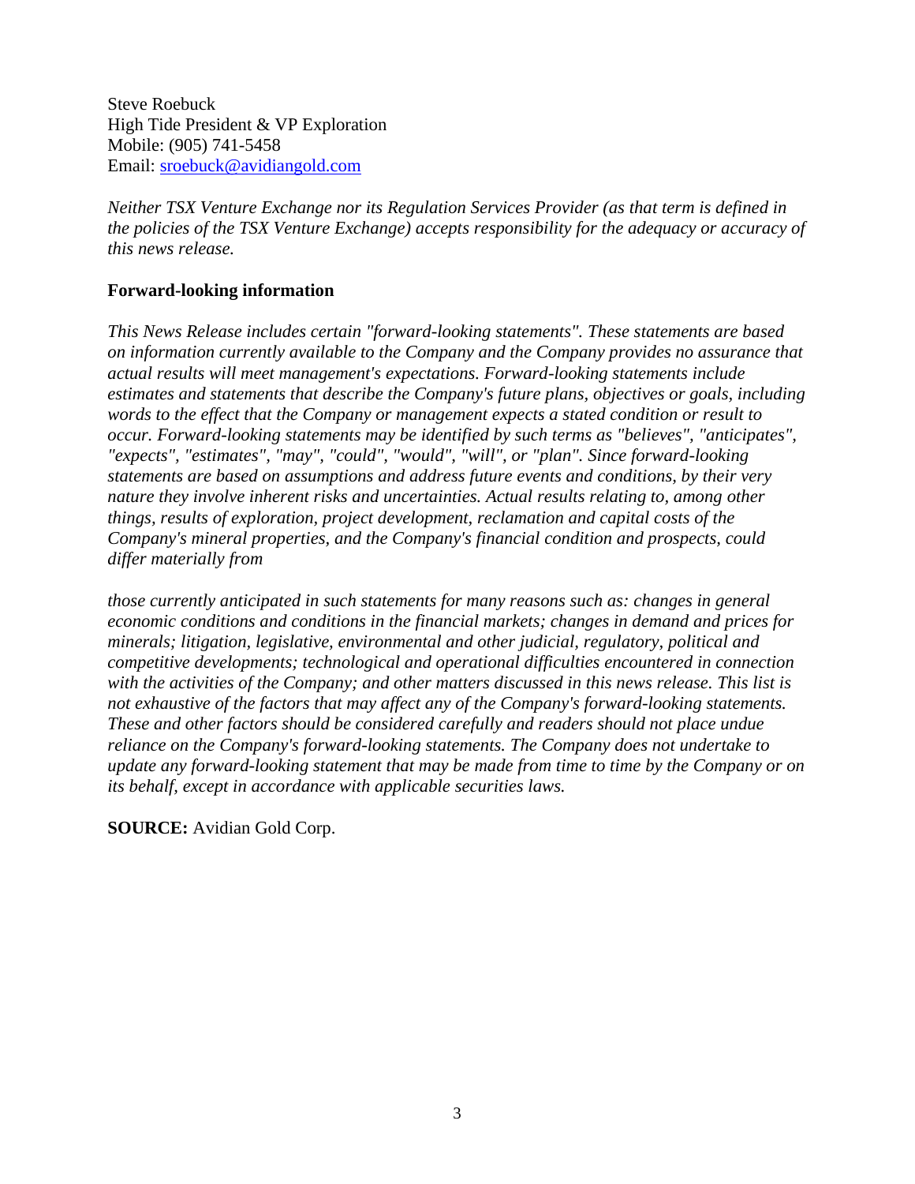Steve Roebuck
High Tide President & VP Exploration
Mobile: (905) 741-5458
Email: sroebuck@avidiangold.com

*Neither TSX Venture Exchange nor its Regulation Services Provider (as that term is defined in the policies of the TSX Venture Exchange) accepts responsibility for the adequacy or accuracy of this news release.*

**Forward-looking information**

*This News Release includes certain "forward-looking statements". These statements are based on information currently available to the Company and the Company provides no assurance that actual results will meet management's expectations. Forward-looking statements include estimates and statements that describe the Company's future plans, objectives or goals, including words to the effect that the Company or management expects a stated condition or result to occur. Forward-looking statements may be identified by such terms as "believes", "anticipates", "expects", "estimates", "may", "could", "would", "will", or "plan". Since forward-looking statements are based on assumptions and address future events and conditions, by their very nature they involve inherent risks and uncertainties. Actual results relating to, among other things, results of exploration, project development, reclamation and capital costs of the Company's mineral properties, and the Company's financial condition and prospects, could differ materially from those currently anticipated in such statements for many reasons such as: changes in general economic conditions and conditions in the financial markets; changes in demand and prices for minerals; litigation, legislative, environmental and other judicial, regulatory, political and competitive developments; technological and operational difficulties encountered in connection with the activities of the Company; and other matters discussed in this news release. This list is not exhaustive of the factors that may affect any of the Company's forward-looking statements. These and other factors should be considered carefully and readers should not place undue reliance on the Company's forward-looking statements. The Company does not undertake to update any forward-looking statement that may be made from time to time by the Company or on its behalf, except in accordance with applicable securities laws.*

**SOURCE:** Avidian Gold Corp.